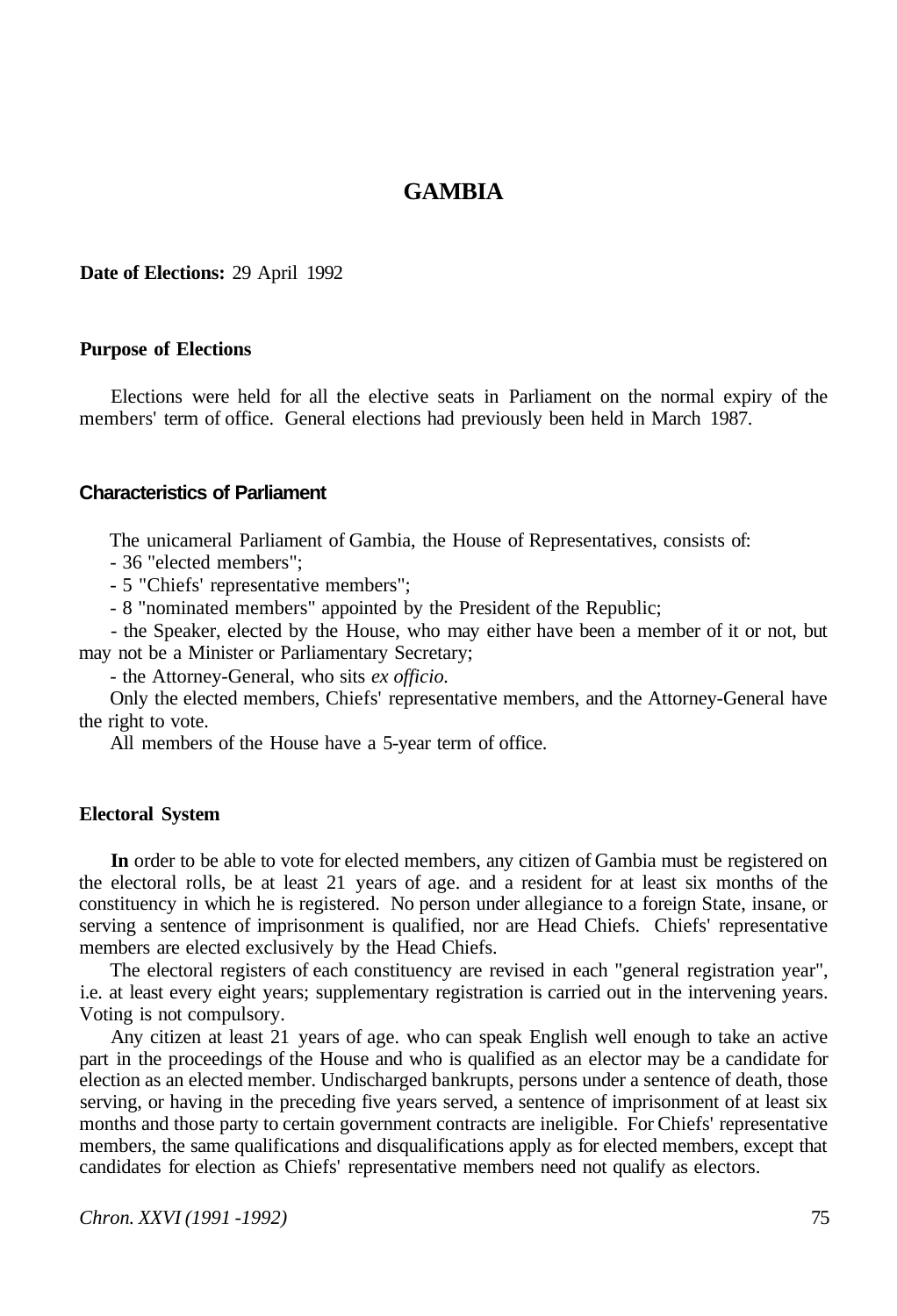# GAMBIA

**Date of Elections:** 29 April 1992

### Purpose of Elections

Elections were held for all the elective seats in Parliament on the normal expiry of the members' term of office. General elections had previously been held in March 1987.

### Characteristics of Parliament

The unicameral Parliament of Gambia, the House of Representatives, consists of:

- 36 "elected members";
- 5 "Chiefs' representative members";
- 8 "nominated members" appointed by the President of the Republic;
- the Speaker, elected by the House, who may either have been a member of it or not, but may not be a Minister or Parliamentary Secretary;
- the Attorney-General, who sits *ex officio.*

Only the elected members, Chiefs' representative members, and the Attorney-General have the right to vote.

All members of the House have a 5-year term of office.

### Electoral System

**In** order to be able to vote for elected members, any citizen of Gambia must be registered on the electoral rolls, be at least 21 years of age. and a resident for at least six months of the constituency in which he is registered. No person under allegiance to a foreign State, insane, or serving a sentence of imprisonment is qualified, nor are Head Chiefs. Chiefs' representative members are elected exclusively by the Head Chiefs.

The electoral registers of each constituency are revised in each "general registration year", i.e. at least every eight years; supplementary registration is carried out in the intervening years. Voting is not compulsory.

Any citizen at least 21 years of age. who can speak English well enough to take an active part in the proceedings of the House and who is qualified as an elector may be a candidate for election as an elected member. Undischarged bankrupts, persons under a sentence of death, those serving, or having in the preceding five years served, a sentence of imprisonment of at least six months and those party to certain government contracts are ineligible. For Chiefs' representative members, the same qualifications and disqualifications apply as for elected members, except that candidates for election as Chiefs' representative members need not qualify as electors.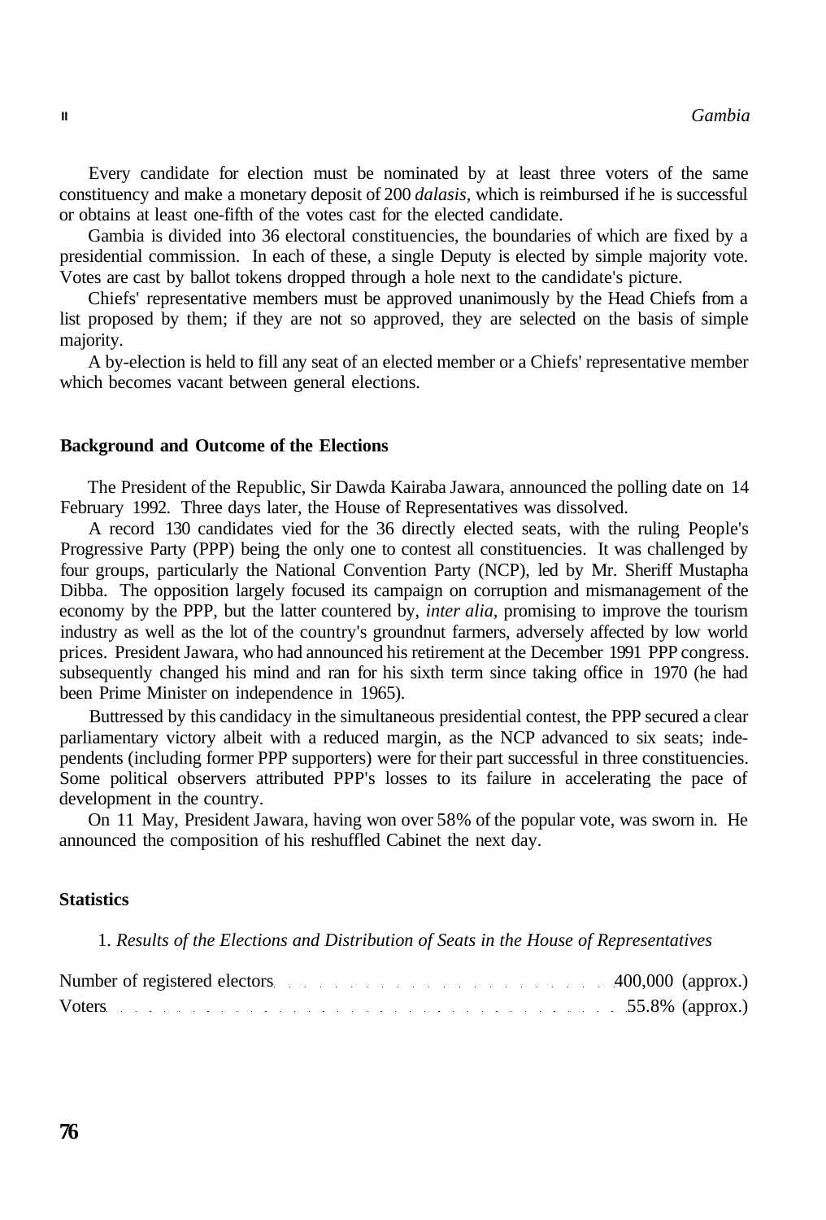Every candidate for election must be nominated by at least three voters of the same constituency and make a monetary deposit of 200 *dalasis,* which is reimbursed if he is successful or obtains at least one-fifth of the votes cast for the elected candidate.

Gambia is divided into 36 electoral constituencies, the boundaries of which are fixed by a presidential commission. In each of these, a single Deputy is elected by simple majority vote. Votes are cast by ballot tokens dropped through a hole next to the candidate's picture.

Chiefs' representative members must be approved unanimously by the Head Chiefs from a list proposed by them; if they are not so approved, they are selected on the basis of simple majority.

A by-election is held to fill any seat of an elected member or a Chiefs' representative member which becomes vacant between general elections.

## Background and Outcome of the Elections

The President of the Republic, Sir Dawda Kairaba Jawara, announced the polling date on 14 February 1992. Three days later, the House of Representatives was dissolved.

A record 130 candidates vied for the 36 directly elected seats, with the ruling People's Progressive Party (PPP) being the only one to contest all constituencies. It was challenged by four groups, particularly the National Convention Party (NCP), led by Mr. Sheriff Mustapha Dibba. The opposition largely focused its campaign on corruption and mismanagement of the economy by the PPP, but the latter countered by, *inter alia,* promising to improve the tourism industry as well as the lot of the country's groundnut farmers, adversely affected by low world prices. President Jawara, who had announced his retirement at the December 1991 PPP congress. subsequently changed his mind and ran for his sixth term since taking office in 1970 (he had been Prime Minister on independence in 1965).

Buttressed by this candidacy in the simultaneous presidential contest, the PPP secured a clear parliamentary victory albeit with a reduced margin, as the NCP advanced to six seats; independents (including former PPP supporters) were for their part successful in three constituencies. Some political observers attributed PPP's losses to its failure in accelerating the pace of development in the country.

On 11 May, President Jawara, having won over 58% of the popular vote, was sworn in. He announced the composition of his reshuffled Cabinet the next day.

## Statistics

1. *Results of the Elections and Distribution of Seats in the House of Representatives*

| | |
|---|---|
| Number of registered electors | 400,000 (approx.) |
| Voters | 55.8% (approx.) |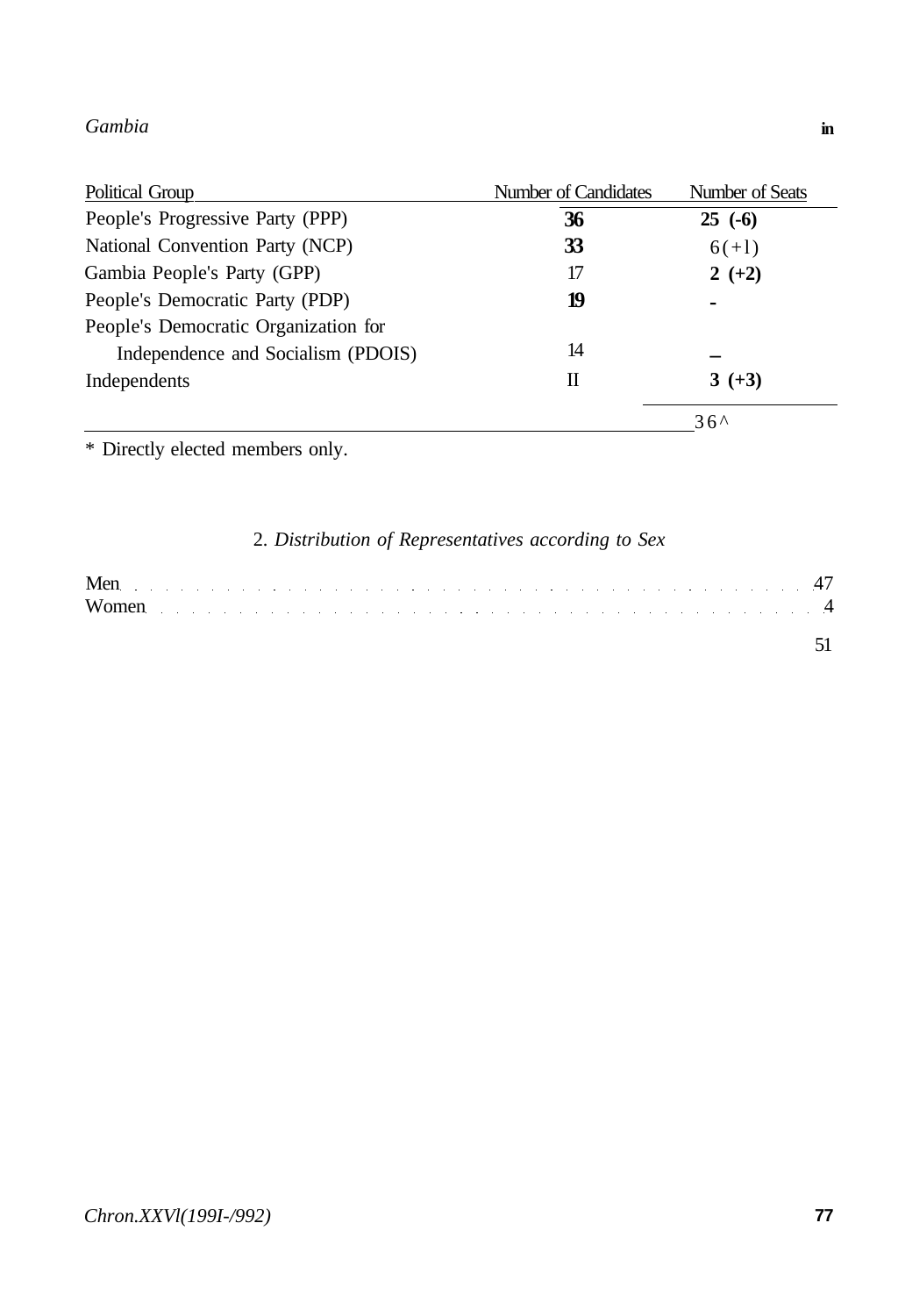| Political Group | Number of Candidates | Number of Seats |
|---|---|---|
| People's Progressive Party (PPP) | **36** | **25 (-6)** |
| National Convention Party (NCP) | **33** | 6(+1) |
| Gambia People's Party (GPP) | 17 | **2 (+2)** |
| People's Democratic Party (PDP) | **19** | - |
| People's Democratic Organization for Independence and Socialism (PDOIS) | 14 | – |
| Independents | II | **3 (+3)** |
| | | 36^ |

\* Directly elected members only.

## 2. *Distribution of Representatives according to Sex*

| | |
|---|---|
| Men | 47 |
| Women | 4 |
| | 51 |